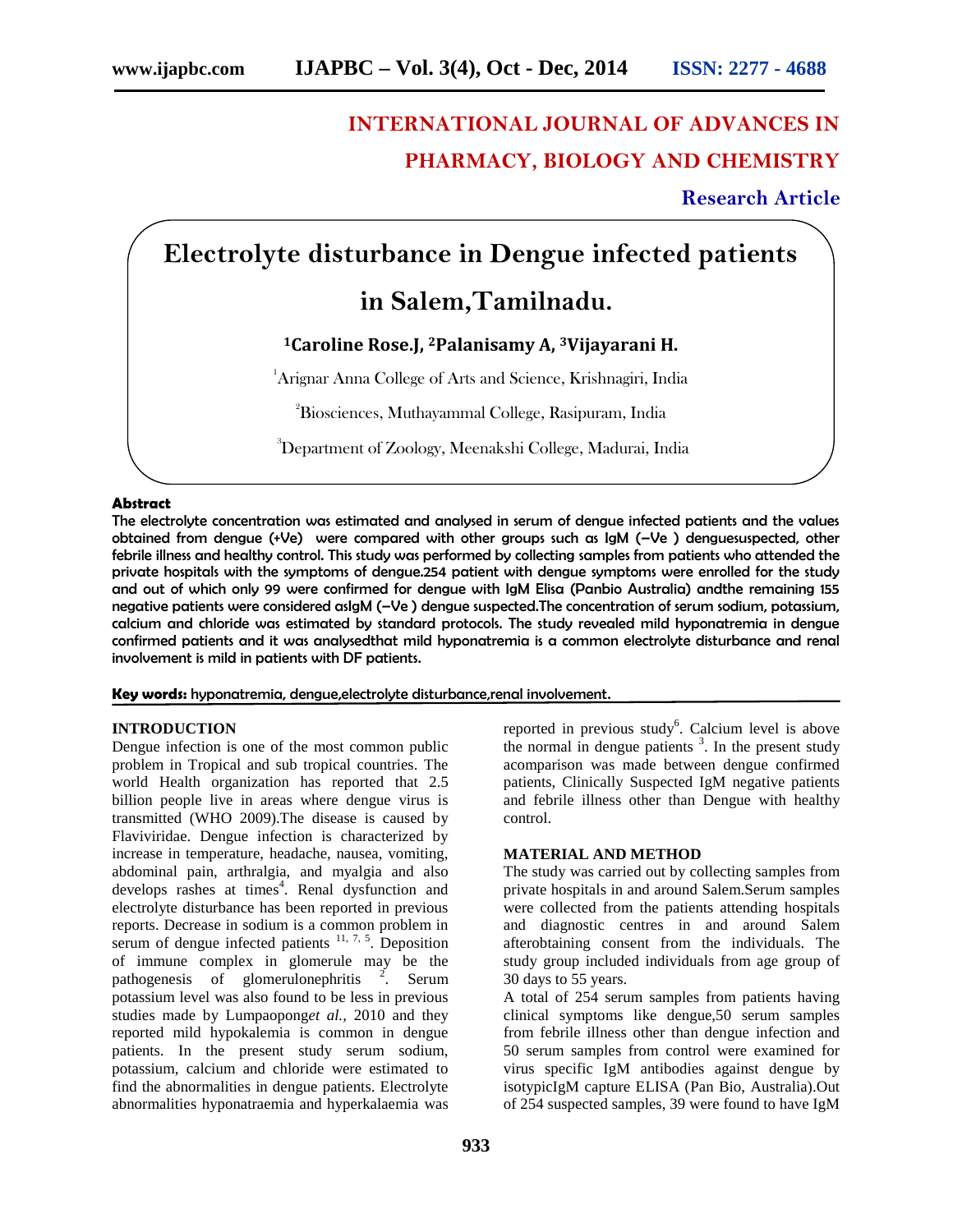**INTERNATIONAL JOURNAL OF ADVANCES IN PHARMACY, BIOLOGY AND CHEMISTRY**

**Research Article**

# Electrolyte disturbance in Dengue infected patients in Salem,Tamilnadu.

**[1]Caroline Rose.J, [2]Palanisamy A, [3]Vijayarani H.**

[1]Arignar Anna College of Arts and Science, Krishnagiri, India

[2]Biosciences, Muthayammal College, Rasipuram, India

[3]Department of Zoology, Meenakshi College, Madurai, India

**Abstract**

**The electrolyte concentration was estimated and analysed in serum of dengue infected patients and the values obtained from dengue (+Ve) were compared with other groups such as IgM (–Ve ) denguesuspected, other febrile illness and healthy control. This study was performed by collecting samples from patients who attended the private hospitals with the symptoms of dengue.254 patient with dengue symptoms were enrolled for the study and out of which only 99 were confirmed for dengue with IgM Elisa (Panbio Australia) andthe remaining 155 negative patients were considered asIgM (–Ve ) dengue suspected.The concentration of serum sodium, potassium, calcium and chloride was estimated by standard protocols. The study revealed mild hyponatremia in dengue confirmed patients and it was analysedthat mild hyponatremia is a common electrolyte disturbance and renal involvement is mild in patients with DF patients.**

**Key words:** hyponatremia, dengue,electrolyte disturbance,renal involvement.

## INTRODUCTION

Dengue infection is one of the most common public problem in Tropical and sub tropical countries. The world Health organization has reported that 2.5 billion people live in areas where dengue virus is transmitted (WHO 2009).The disease is caused by Flaviviridae. Dengue infection is characterized by increase in temperature, headache, nausea, vomiting, abdominal pain, arthralgia, and myalgia and also develops rashes at times[4]. Renal dysfunction and electrolyte disturbance has been reported in previous reports. Decrease in sodium is a common problem in serum of dengue infected patients [11, 7, 5]. Deposition of immune complex in glomerule may be the pathogenesis of glomerulonephritis [2]. Serum potassium level was also found to be less in previous studies made by Lumpaopong*et al.,* 2010 and they reported mild hypokalemia is common in dengue patients. In the present study serum sodium, potassium, calcium and chloride were estimated to find the abnormalities in dengue patients. Electrolyte abnormalities hyponatraemia and hyperkalaemia was reported in previous study[6]. Calcium level is above the normal in dengue patients [3]. In the present study acomparison was made between dengue confirmed patients, Clinically Suspected IgM negative patients and febrile illness other than Dengue with healthy control.

## MATERIAL AND METHOD

The study was carried out by collecting samples from private hospitals in and around Salem.Serum samples were collected from the patients attending hospitals and diagnostic centres in and around Salem afterobtaining consent from the individuals. The study group included individuals from age group of 30 days to 55 years.

A total of 254 serum samples from patients having clinical symptoms like dengue,50 serum samples from febrile illness other than dengue infection and 50 serum samples from control were examined for virus specific IgM antibodies against dengue by isotypicIgM capture ELISA (Pan Bio, Australia).Out of 254 suspected samples, 39 were found to have IgM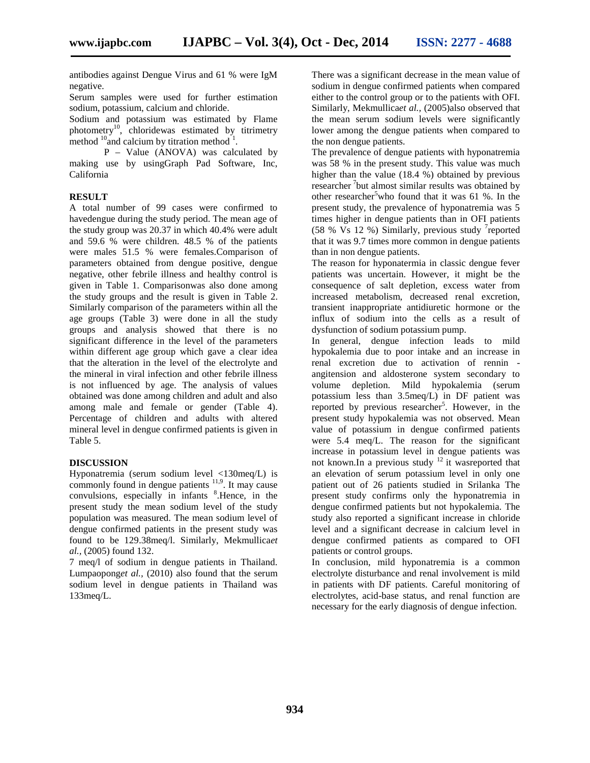antibodies against Dengue Virus and 61 % were IgM negative.

Serum samples were used for further estimation sodium, potassium, calcium and chloride.

Sodium and potassium was estimated by Flame photometry[10], chloridewas estimated by titrimetry method [10]and calcium by titration method [1].

P – Value (ANOVA) was calculated by making use by usingGraph Pad Software, Inc, California

## RESULT

A total number of 99 cases were confirmed to havedengue during the study period. The mean age of the study group was 20.37 in which 40.4% were adult and 59.6 % were children. 48.5 % of the patients were males 51.5 % were females.Comparison of parameters obtained from dengue positive, dengue negative, other febrile illness and healthy control is given in Table 1. Comparisonwas also done among the study groups and the result is given in Table 2. Similarly comparison of the parameters within all the age groups (Table 3) were done in all the study groups and analysis showed that there is no significant difference in the level of the parameters within different age group which gave a clear idea that the alteration in the level of the electrolyte and the mineral in viral infection and other febrile illness is not influenced by age. The analysis of values obtained was done among children and adult and also among male and female or gender (Table 4). Percentage of children and adults with altered mineral level in dengue confirmed patients is given in Table 5.

## DISCUSSION

Hyponatremia (serum sodium level <130meq/L) is commonly found in dengue patients [11,9]. It may cause convulsions, especially in infants [8].Hence, in the present study the mean sodium level of the study population was measured. The mean sodium level of dengue confirmed patients in the present study was found to be 129.38meq/l. Similarly, Mekmullica*et al.,* (2005) found 132.

7 meq/l of sodium in dengue patients in Thailand. Lumpaopong*et al.,* (2010) also found that the serum sodium level in dengue patients in Thailand was 133meq/L.

There was a significant decrease in the mean value of sodium in dengue confirmed patients when compared either to the control group or to the patients with OFI. Similarly, Mekmullica*et al.,* (2005)also observed that the mean serum sodium levels were significantly lower among the dengue patients when compared to the non dengue patients.

The prevalence of dengue patients with hyponatremia was 58 % in the present study. This value was much higher than the value (18.4 %) obtained by previous researcher [7]but almost similar results was obtained by other researcher[5]who found that it was 61 %. In the present study, the prevalence of hyponatremia was 5 times higher in dengue patients than in OFI patients (58 % Vs 12 %) Similarly, previous study [7]reported that it was 9.7 times more common in dengue patients than in non dengue patients.

The reason for hyponatermia in classic dengue fever patients was uncertain. However, it might be the consequence of salt depletion, excess water from increased metabolism, decreased renal excretion, transient inappropriate antidiuretic hormone or the influx of sodium into the cells as a result of dysfunction of sodium potassium pump.

In general, dengue infection leads to mild hypokalemia due to poor intake and an increase in renal excretion due to activation of rennin - angitension and aldosterone system secondary to volume depletion. Mild hypokalemia (serum potassium less than 3.5meq/L) in DF patient was reported by previous researcher[5]. However, in the present study hypokalemia was not observed. Mean value of potassium in dengue confirmed patients were 5.4 meq/L. The reason for the significant increase in potassium level in dengue patients was not known.In a previous study [12] it wasreported that an elevation of serum potassium level in only one patient out of 26 patients studied in Srilanka The present study confirms only the hyponatremia in dengue confirmed patients but not hypokalemia. The study also reported a significant increase in chloride level and a significant decrease in calcium level in dengue confirmed patients as compared to OFI patients or control groups.

In conclusion, mild hyponatremia is a common electrolyte disturbance and renal involvement is mild in patients with DF patients. Careful monitoring of electrolytes, acid-base status, and renal function are necessary for the early diagnosis of dengue infection.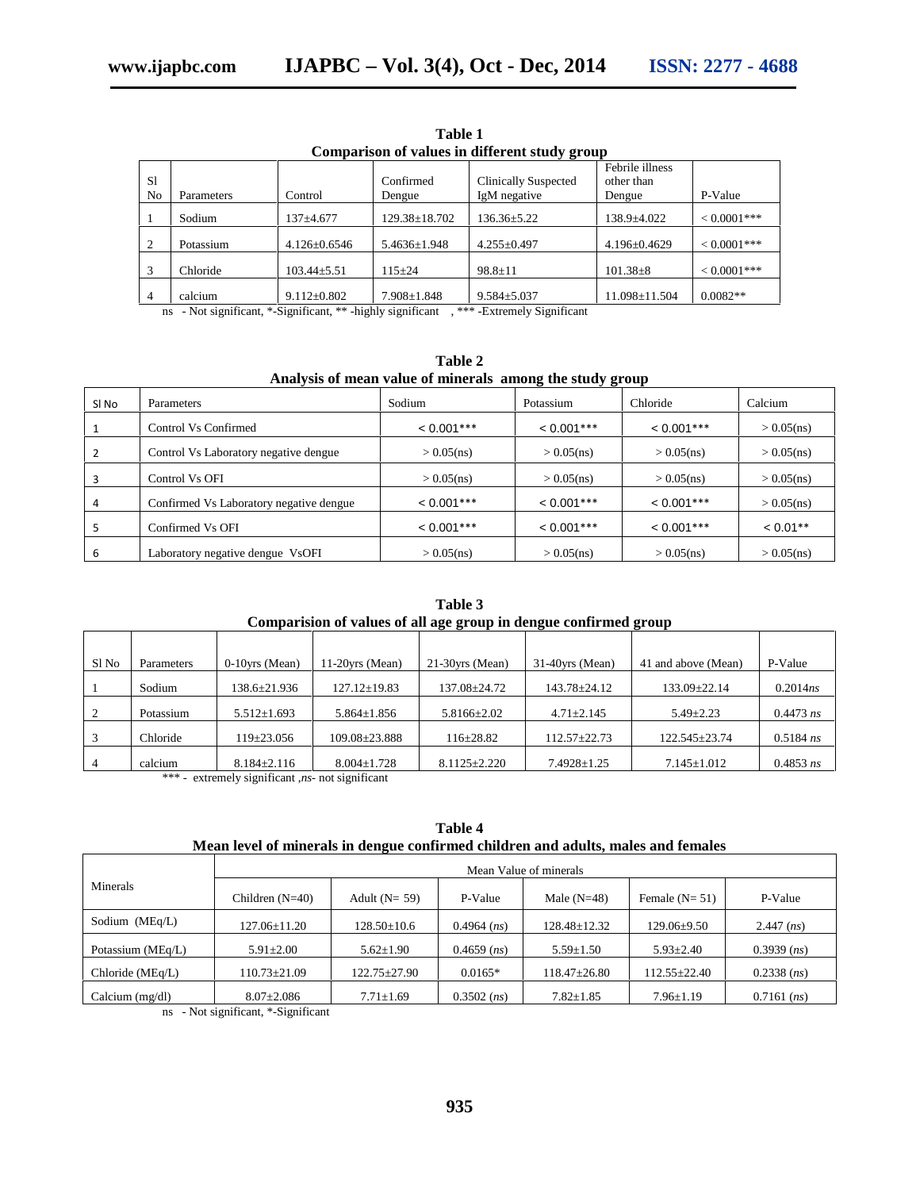**Table 1**
**Comparison of values in different study group**

| Sl No | Parameters | Control | Confirmed Dengue | Clinically Suspected IgM negative | Febrile illness other than Dengue | P-Value |
|---|---|---|---|---|---|---|
| 1 | Sodium | 137±4.677 | 129.38±18.702 | 136.36±5.22 | 138.9±4.022 | < 0.0001*** |
| 2 | Potassium | 4.126±0.6546 | 5.4636±1.948 | 4.255±0.497 | 4.196±0.4629 | < 0.0001*** |
| 3 | Chloride | 103.44±5.51 | 115±24 | 98.8±11 | 101.38±8 | < 0.0001*** |
| 4 | calcium | 9.112±0.802 | 7.908±1.848 | 9.584±5.037 | 11.098±11.504 | 0.0082** |

ns - Not significant, *-Significant, ** -highly significant , *** -Extremely Significant

**Table 2**
**Analysis of mean value of minerals among the study group**

| Sl No | Parameters | Sodium | Potassium | Chloride | Calcium |
|---|---|---|---|---|---|
| 1 | Control Vs Confirmed | < 0.001*** | < 0.001*** | < 0.001*** | > 0.05(ns) |
| 2 | Control Vs Laboratory negative dengue | > 0.05(ns) | > 0.05(ns) | > 0.05(ns) | > 0.05(ns) |
| 3 | Control Vs OFI | > 0.05(ns) | > 0.05(ns) | > 0.05(ns) | > 0.05(ns) |
| 4 | Confirmed Vs Laboratory negative dengue | < 0.001*** | < 0.001*** | < 0.001*** | > 0.05(ns) |
| 5 | Confirmed Vs OFI | < 0.001*** | < 0.001*** | < 0.001*** | < 0.01** |
| 6 | Laboratory negative dengue VsOFI | > 0.05(ns) | > 0.05(ns) | > 0.05(ns) | > 0.05(ns) |

**Table 3**
**Comparision of values of all age group in dengue confirmed group**

| Sl No | Parameters | 0-10yrs (Mean) | 11-20yrs (Mean) | 21-30yrs (Mean) | 31-40yrs (Mean) | 41 and above (Mean) | P-Value |
|---|---|---|---|---|---|---|---|
| 1 | Sodium | 138.6±21.936 | 127.12±19.83 | 137.08±24.72 | 143.78±24.12 | 133.09±22.14 | 0.2014*ns* |
| 2 | Potassium | 5.512±1.693 | 5.864±1.856 | 5.8166±2.02 | 4.71±2.145 | 5.49±2.23 | 0.4473 *ns* |
| 3 | Chloride | 119±23.056 | 109.08±23.888 | 116±28.82 | 112.57±22.73 | 122.545±23.74 | 0.5184 *ns* |
| 4 | calcium | 8.184±2.116 | 8.004±1.728 | 8.1125±2.220 | 7.4928±1.25 | 7.145±1.012 | 0.4853 *ns* |

*** - extremely significant ,*ns*- not significant

**Table 4**
**Mean level of minerals in dengue confirmed children and adults, males and females**

| Minerals | Mean Value of minerals | | | | | |
|---|---|---|---|---|---|---|
| | Children (N=40) | Adult (N= 59) | P-Value | Male (N=48) | Female (N= 51) | P-Value |
| Sodium (MEq/L) | 127.06±11.20 | 128.50±10.6 | 0.4964 (*ns*) | 128.48±12.32 | 129.06±9.50 | 2.447 (*ns*) |
| Potassium (MEq/L) | 5.91±2.00 | 5.62±1.90 | 0.4659 (*ns*) | 5.59±1.50 | 5.93±2.40 | 0.3939 (*ns*) |
| Chloride (MEq/L) | 110.73±21.09 | 122.75±27.90 | 0.0165* | 118.47±26.80 | 112.55±22.40 | 0.2338 (*ns*) |
| Calcium (mg/dl) | 8.07±2.086 | 7.71±1.69 | 0.3502 (*ns*) | 7.82±1.85 | 7.96±1.19 | 0.7161 (*ns*) |

ns - Not significant, *-Significant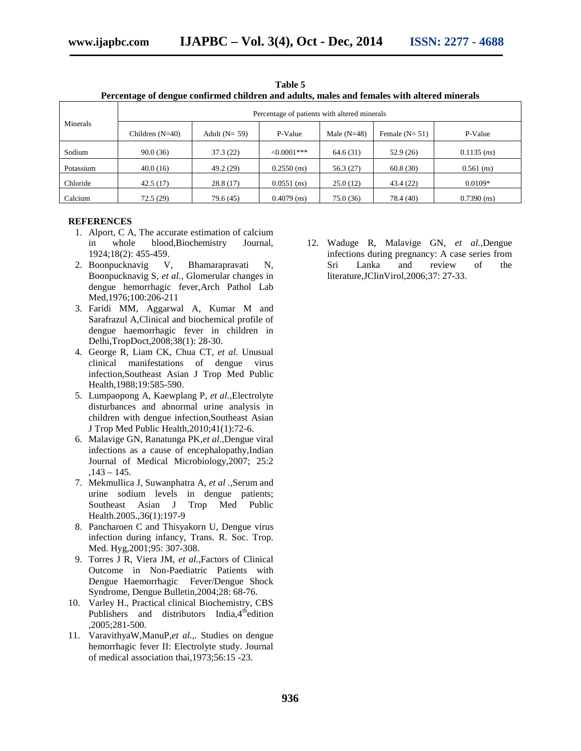**Table 5**
**Percentage of dengue confirmed children and adults, males and females with altered minerals**

| Minerals | Percentage of patients with altered minerals | | | | | |
|---|---|---|---|---|---|---|
| | Children (N=40) | Adult (N= 59) | P-Value | Male (N=48) | Female (N= 51) | P-Value |
| Sodium | 90.0 (36) | 37.3 (22) | <0.0001*** | 64.6 (31) | 52.9 (26) | 0.1135 (*ns*) |
| Potassium | 40.0 (16) | 49.2 (29) | 0.2550 (*ns*) | 56.3 (27) | 60.8 (30) | 0.561 (*ns*) |
| Chloride | 42.5 (17) | 28.8 (17) | 0.0551 (*ns*) | 25.0 (12) | 43.4 (22) | 0.0109* |
| Calcium | 72.5 (29) | 79.6 (45) | 0.4079 (*ns*) | 75.0 (36) | 78.4 (40) | 0.7390 (*ns*) |

## REFERENCES

1. Alport, C A, The accurate estimation of calcium in whole blood,Biochemistry Journal, 1924;18(2): 455-459.
2. Boonpucknavig V, Bhamarapravati N, Boonpucknavig S, *et al.,* Glomerular changes in dengue hemorrhagic fever,Arch Pathol Lab Med,1976;100:206-211
3. Faridi MM, Aggarwal A, Kumar M and Sarafrazul A,Clinical and biochemical profile of dengue haemorrhagic fever in children in Delhi,TropDoct,2008;38(1): 28-30.
4. George R, Liam CK, Chua CT, *et al*. Unusual clinical manifestations of dengue virus infection,Southeast Asian J Trop Med Public Health,1988;19:585-590.
5. Lumpaopong A, Kaewplang P, *et al.,*Electrolyte disturbances and abnormal urine analysis in children with dengue infection,Southeast Asian J Trop Med Public Health,2010;41(1):72-6.
6. Malavige GN, Ranatunga PK,*et al.,*Dengue viral infections as a cause of encephalopathy,Indian Journal of Medical Microbiology,2007; 25:2 ,143 – 145.
7. Mekmullica J, Suwanphatra A, *et al* .,Serum and urine sodium levels in dengue patients; Southeast Asian J Trop Med Public Health.2005.,36(1):197-9
8. Pancharoen C and Thisyakorn U, Dengue virus infection during infancy, Trans. R. Soc. Trop. Med. Hyg,2001;95: 307-308.
9. Torres J R, Viera JM, *et al.,*Factors of Clinical Outcome in Non-Paediatric Patients with Dengue Haemorrhagic Fever/Dengue Shock Syndrome, Dengue Bulletin,2004;28: 68-76.
10. Varley H., Practical clinical Biochemistry, CBS Publishers and distributors India,4th edition ,2005;281-500.
11. VaravithyaW,ManuP,*et al.,*. Studies on dengue hemorrhagic fever II: Electrolyte study. Journal of medical association thai,1973;56:15 -23.
12. Waduge R, Malavige GN, *et al.,*Dengue infections during pregnancy: A case series from Sri Lanka and review of the literature,JClinVirol,2006;37: 27-33.